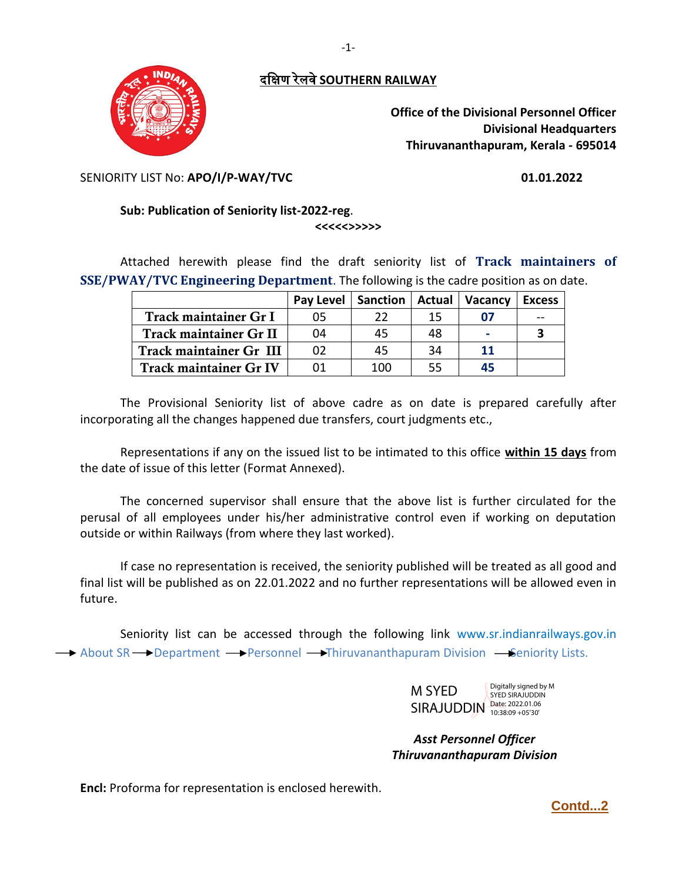# दक्षिण रेलवे SOUTHERN RAILWAY

**Office of the Divisional Personnel Officer**
**Divisional Headquarters**
**Thiruvananthapuram, Kerala - 695014**

SENIORITY LIST No: **APO/I/P-WAY/TVC** **01.01.2022**

**Sub: Publication of Seniority list-2022-reg**.

**<<<<<>>>>>**

Attached herewith please find the draft seniority list of **Track maintainers of SSE/PWAY/TVC Engineering Department**. The following is the cadre position as on date.

| | Pay Level | Sanction | Actual | Vacancy | Excess |
|---|---|---|---|---|---|
| **Track maintainer Gr I** | 05 | 22 | 15 | **07** | -- |
| **Track maintainer Gr II** | 04 | 45 | 48 | **-** | **3** |
| **Track maintainer Gr III** | 02 | 45 | 34 | **11** | |
| **Track maintainer Gr IV** | 01 | 100 | 55 | **45** | |

The Provisional Seniority list of above cadre as on date is prepared carefully after incorporating all the changes happened due transfers, court judgments etc.,

Representations if any on the issued list to be intimated to this office **within 15 days** from the date of issue of this letter (Format Annexed).

The concerned supervisor shall ensure that the above list is further circulated for the perusal of all employees under his/her administrative control even if working on deputation outside or within Railways (from where they last worked).

If case no representation is received, the seniority published will be treated as all good and final list will be published as on 22.01.2022 and no further representations will be allowed even in future.

Seniority list can be accessed through the following link www.sr.indianrailways.gov.in → About SR → Department → Personnel → Thiruvananthapuram Division → Seniority Lists.

M SYED SIRAJUDDIN
Digitally signed by M SYED SIRAJUDDIN
Date: 2022.01.06 10:38:09 +05'30'

***Asst Personnel Officer***
***Thiruvananthapuram Division***

**Encl:** Proforma for representation is enclosed herewith.

**Contd...2**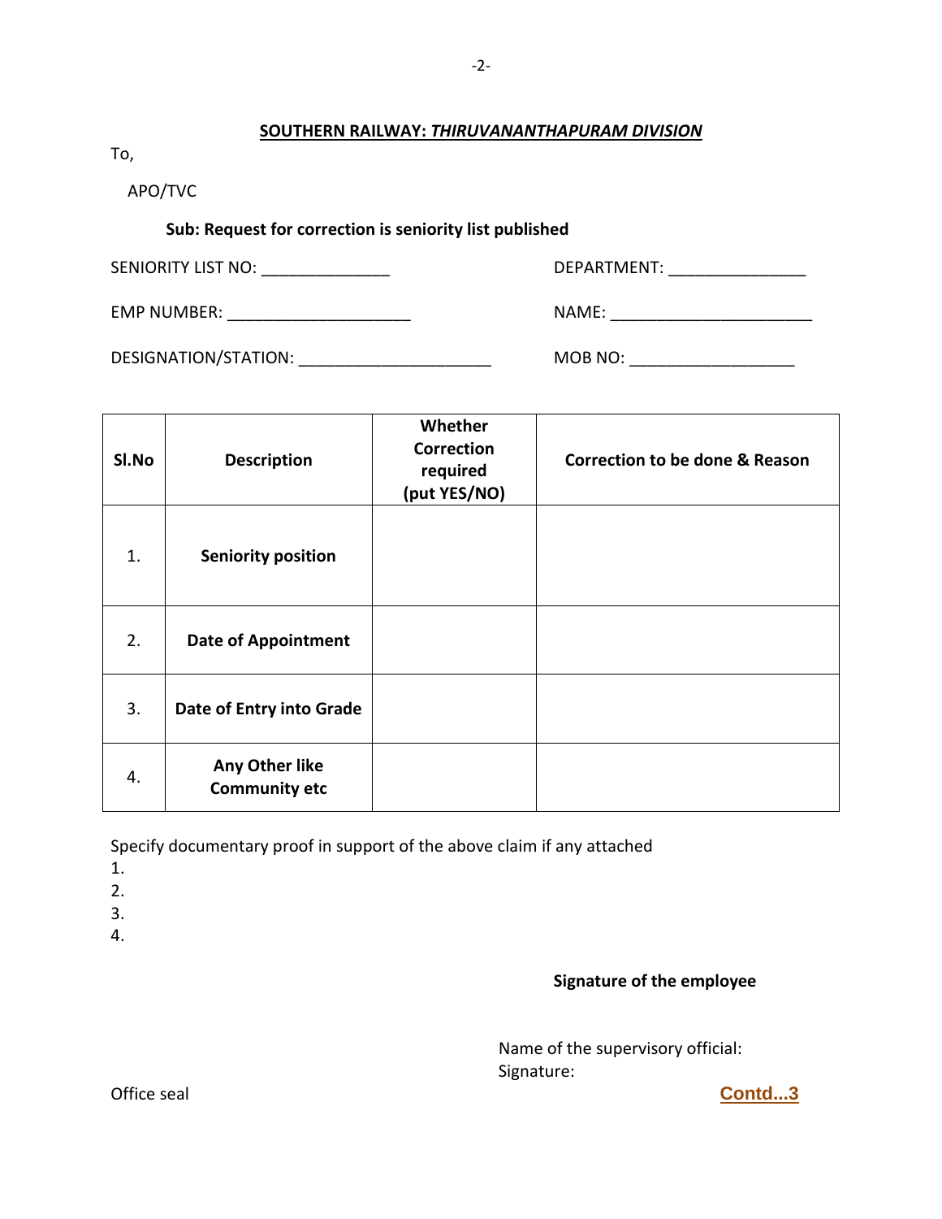**SOUTHERN RAILWAY: *THIRUVANANTHAPURAM DIVISION***

To,

APO/TVC

**Sub: Request for correction is seniority list published**

SENIORITY LIST NO: ______________ DEPARTMENT: _______________

EMP NUMBER: ____________________ NAME: ______________________

DESIGNATION/STATION: _____________________ MOB NO: __________________

| Sl.No | Description | Whether Correction required (put YES/NO) | Correction to be done & Reason |
|---|---|---|---|
| 1. | **Seniority position** | | |
| 2. | **Date of Appointment** | | |
| 3. | **Date of Entry into Grade** | | |
| 4. | **Any Other like Community etc** | | |

Specify documentary proof in support of the above claim if any attached

1.
2.
3.
4.

**Signature of the employee**

Name of the supervisory official:
Signature:

Office seal

**Contd...3**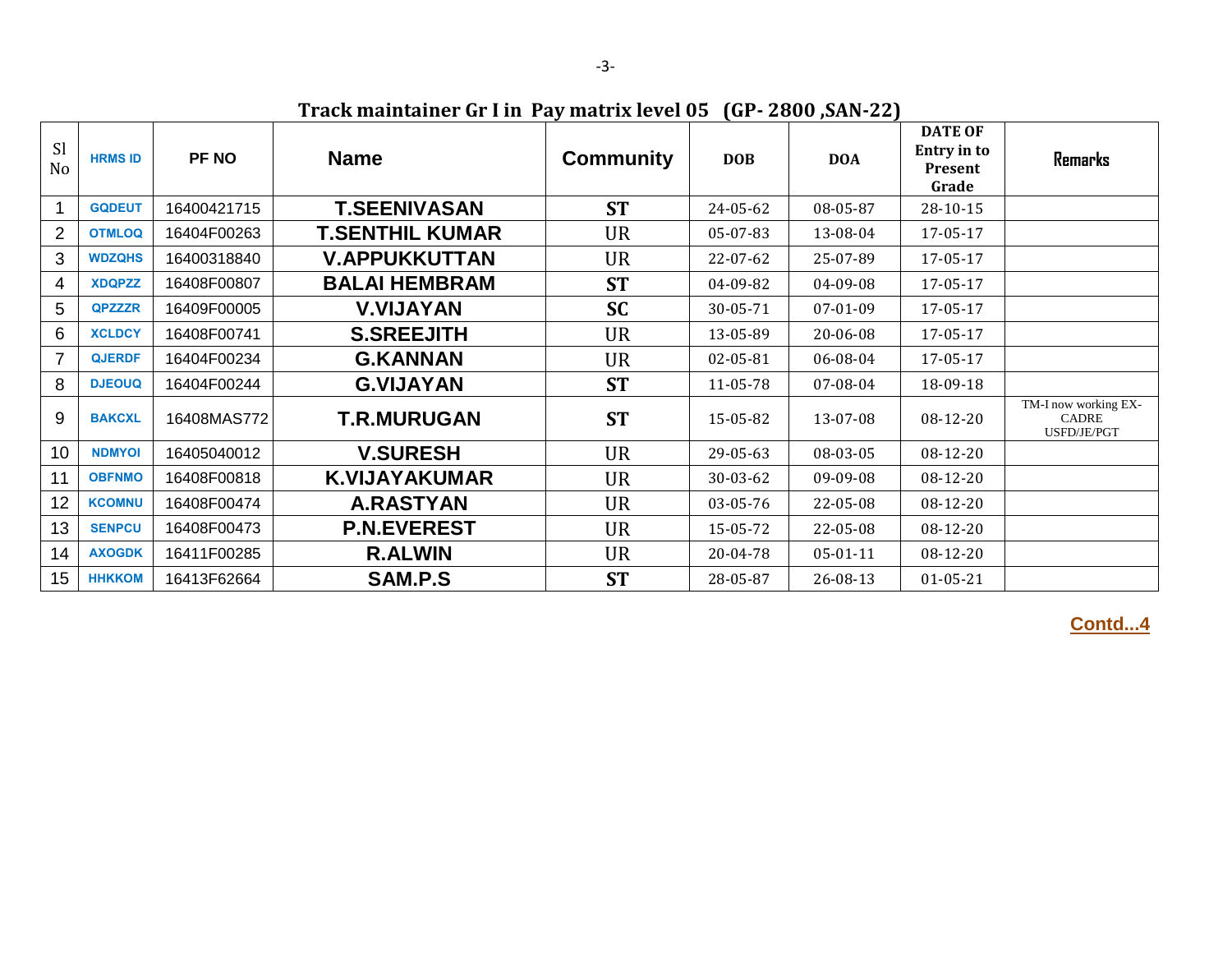## Track maintainer Gr I in Pay matrix level 05 (GP- 2800 ,SAN-22)

| Sl No | HRMS ID | PF NO | Name | Community | DOB | DOA | DATE OF Entry in to Present Grade | Remarks |
|---|---|---|---|---|---|---|---|---|
| 1 | GQDEUT | 16400421715 | **T.SEENIVASAN** | **ST** | 24-05-62 | 08-05-87 | 28-10-15 | |
| 2 | OTMLOQ | 16404F00263 | **T.SENTHIL KUMAR** | UR | 05-07-83 | 13-08-04 | 17-05-17 | |
| 3 | WDZQHS | 16400318840 | **V.APPUKKUTTAN** | UR | 22-07-62 | 25-07-89 | 17-05-17 | |
| 4 | XDQPZZ | 16408F00807 | **BALAI HEMBRAM** | **ST** | 04-09-82 | 04-09-08 | 17-05-17 | |
| 5 | QPZZZR | 16409F00005 | **V.VIJAYAN** | **SC** | 30-05-71 | 07-01-09 | 17-05-17 | |
| 6 | XCLDCY | 16408F00741 | **S.SREEJITH** | UR | 13-05-89 | 20-06-08 | 17-05-17 | |
| 7 | QJERDF | 16404F00234 | **G.KANNAN** | UR | 02-05-81 | 06-08-04 | 17-05-17 | |
| 8 | DJEOUQ | 16404F00244 | **G.VIJAYAN** | **ST** | 11-05-78 | 07-08-04 | 18-09-18 | |
| 9 | BAKCXL | 16408MAS772 | **T.R.MURUGAN** | **ST** | 15-05-82 | 13-07-08 | 08-12-20 | TM-I now working EX-CADRE USFD/JE/PGT |
| 10 | NDMYOI | 16405040012 | **V.SURESH** | UR | 29-05-63 | 08-03-05 | 08-12-20 | |
| 11 | OBFNMO | 16408F00818 | **K.VIJAYAKUMAR** | UR | 30-03-62 | 09-09-08 | 08-12-20 | |
| 12 | KCOMNU | 16408F00474 | **A.RASTYAN** | UR | 03-05-76 | 22-05-08 | 08-12-20 | |
| 13 | SENPCU | 16408F00473 | **P.N.EVEREST** | UR | 15-05-72 | 22-05-08 | 08-12-20 | |
| 14 | AXOGDK | 16411F00285 | **R.ALWIN** | UR | 20-04-78 | 05-01-11 | 08-12-20 | |
| 15 | HHKKOM | 16413F62664 | **SAM.P.S** | **ST** | 28-05-87 | 26-08-13 | 01-05-21 | |

**Contd...4**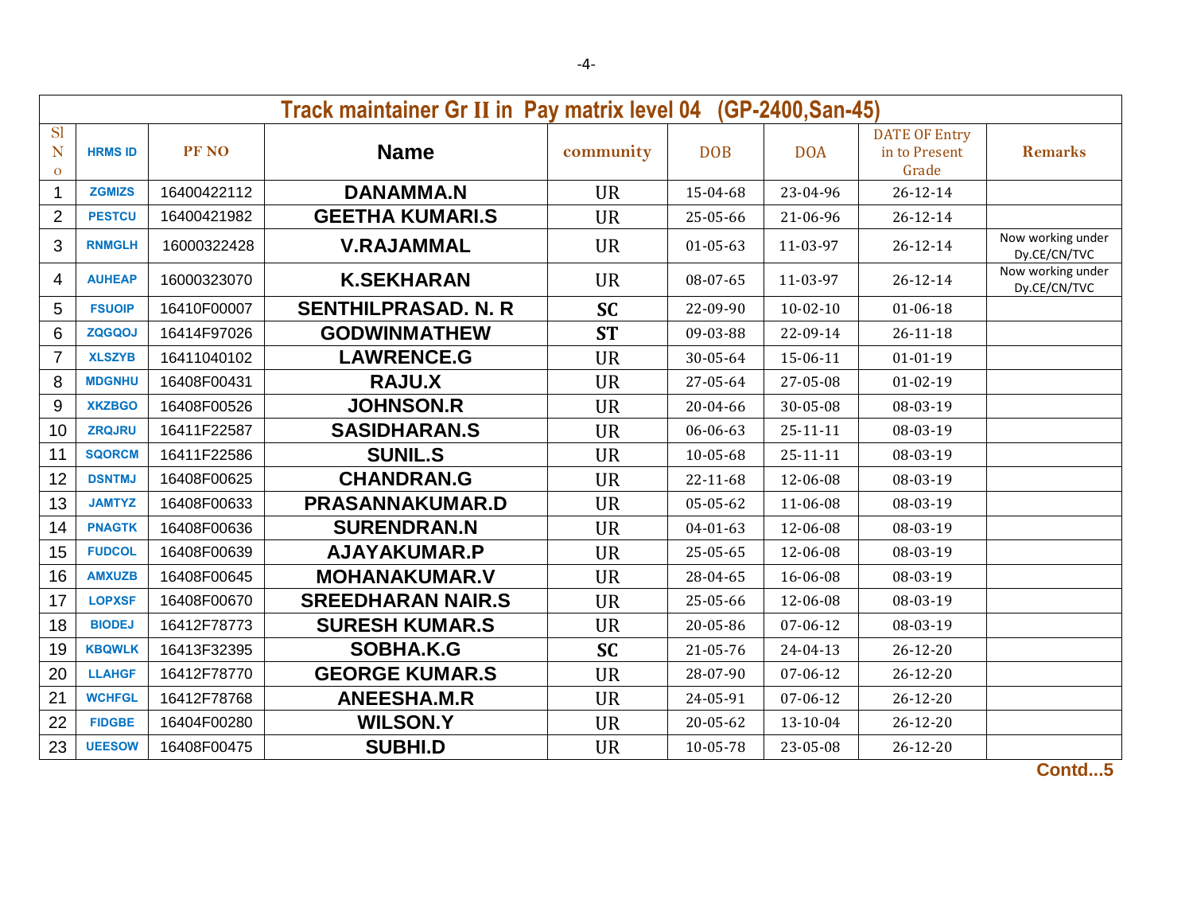| Track maintainer Gr II in Pay matrix level 04 (GP-2400,San-45) | | | | | | | | |
|---|---|---|---|---|---|---|---|---|
| Sl No | HRMS ID | PF NO | Name | community | DOB | DOA | DATE OF Entry in to Present Grade | Remarks |
| 1 | ZGMIZS | 16400422112 | DANAMMA.N | UR | 15-04-68 | 23-04-96 | 26-12-14 | |
| 2 | PESTCU | 16400421982 | GEETHA KUMARI.S | UR | 25-05-66 | 21-06-96 | 26-12-14 | |
| 3 | RNMGLH | 16000322428 | V.RAJAMMAL | UR | 01-05-63 | 11-03-97 | 26-12-14 | Now working under Dy.CE/CN/TVC |
| 4 | AUHEAP | 16000323070 | K.SEKHARAN | UR | 08-07-65 | 11-03-97 | 26-12-14 | Now working under Dy.CE/CN/TVC |
| 5 | FSUOIP | 16410F00007 | SENTHILPRASAD. N. R | SC | 22-09-90 | 10-02-10 | 01-06-18 | |
| 6 | ZQGQOJ | 16414F97026 | GODWINMATHEW | ST | 09-03-88 | 22-09-14 | 26-11-18 | |
| 7 | XLSZYB | 16411040102 | LAWRENCE.G | UR | 30-05-64 | 15-06-11 | 01-01-19 | |
| 8 | MDGNHU | 16408F00431 | RAJU.X | UR | 27-05-64 | 27-05-08 | 01-02-19 | |
| 9 | XKZBGO | 16408F00526 | JOHNSON.R | UR | 20-04-66 | 30-05-08 | 08-03-19 | |
| 10 | ZRQJRU | 16411F22587 | SASIDHARAN.S | UR | 06-06-63 | 25-11-11 | 08-03-19 | |
| 11 | SQORCM | 16411F22586 | SUNIL.S | UR | 10-05-68 | 25-11-11 | 08-03-19 | |
| 12 | DSNTMJ | 16408F00625 | CHANDRAN.G | UR | 22-11-68 | 12-06-08 | 08-03-19 | |
| 13 | JAMTYZ | 16408F00633 | PRASANNAKUMAR.D | UR | 05-05-62 | 11-06-08 | 08-03-19 | |
| 14 | PNAGTK | 16408F00636 | SURENDRAN.N | UR | 04-01-63 | 12-06-08 | 08-03-19 | |
| 15 | FUDCOL | 16408F00639 | AJAYAKUMAR.P | UR | 25-05-65 | 12-06-08 | 08-03-19 | |
| 16 | AMXUZB | 16408F00645 | MOHANAKUMAR.V | UR | 28-04-65 | 16-06-08 | 08-03-19 | |
| 17 | LOPXSF | 16408F00670 | SREEDHARAN NAIR.S | UR | 25-05-66 | 12-06-08 | 08-03-19 | |
| 18 | BIODEJ | 16412F78773 | SURESH KUMAR.S | UR | 20-05-86 | 07-06-12 | 08-03-19 | |
| 19 | KBQWLK | 16413F32395 | SOBHA.K.G | SC | 21-05-76 | 24-04-13 | 26-12-20 | |
| 20 | LLAHGF | 16412F78770 | GEORGE KUMAR.S | UR | 28-07-90 | 07-06-12 | 26-12-20 | |
| 21 | WCHFGL | 16412F78768 | ANEESHA.M.R | UR | 24-05-91 | 07-06-12 | 26-12-20 | |
| 22 | FIDGBE | 16404F00280 | WILSON.Y | UR | 20-05-62 | 13-10-04 | 26-12-20 | |
| 23 | UEESOW | 16408F00475 | SUBHI.D | UR | 10-05-78 | 23-05-08 | 26-12-20 | |

**Contd...5**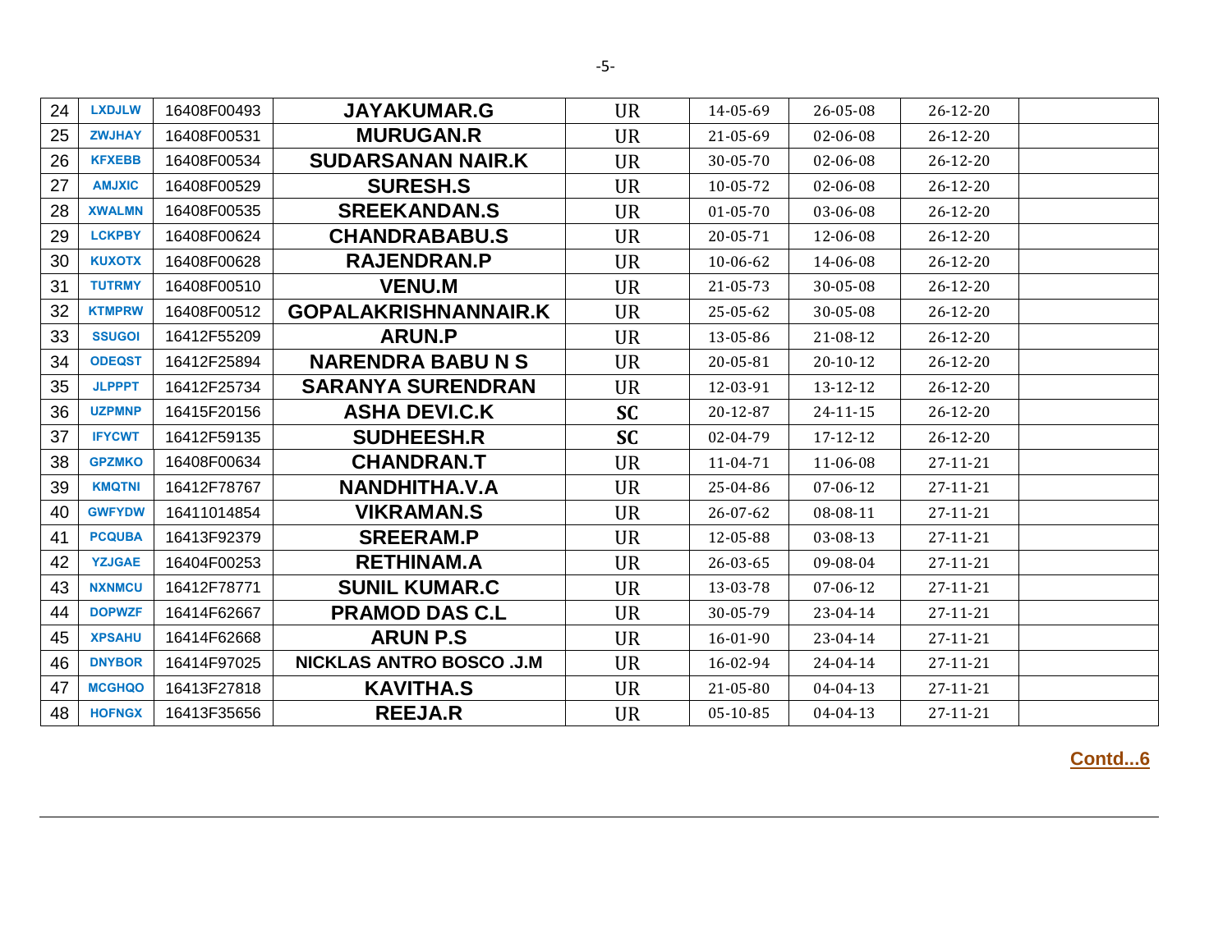| 24 | LXDJLW | 16408F00493 | JAYAKUMAR.G | UR | 14-05-69 | 26-05-08 | 26-12-20 | |
|---|---|---|---|---|---|---|---|---|
| 25 | ZWJHAY | 16408F00531 | MURUGAN.R | UR | 21-05-69 | 02-06-08 | 26-12-20 | |
| 26 | KFXEBB | 16408F00534 | SUDARSANAN NAIR.K | UR | 30-05-70 | 02-06-08 | 26-12-20 | |
| 27 | AMJXIC | 16408F00529 | SURESH.S | UR | 10-05-72 | 02-06-08 | 26-12-20 | |
| 28 | XWALMN | 16408F00535 | SREEKANDAN.S | UR | 01-05-70 | 03-06-08 | 26-12-20 | |
| 29 | LCKPBY | 16408F00624 | CHANDRABABU.S | UR | 20-05-71 | 12-06-08 | 26-12-20 | |
| 30 | KUXOTX | 16408F00628 | RAJENDRAN.P | UR | 10-06-62 | 14-06-08 | 26-12-20 | |
| 31 | TUTRMY | 16408F00510 | VENU.M | UR | 21-05-73 | 30-05-08 | 26-12-20 | |
| 32 | KTMPRW | 16408F00512 | GOPALAKRISHNANNAIR.K | UR | 25-05-62 | 30-05-08 | 26-12-20 | |
| 33 | SSUGOI | 16412F55209 | ARUN.P | UR | 13-05-86 | 21-08-12 | 26-12-20 | |
| 34 | ODEQST | 16412F25894 | NARENDRA BABU N S | UR | 20-05-81 | 20-10-12 | 26-12-20 | |
| 35 | JLPPPT | 16412F25734 | SARANYA SURENDRAN | UR | 12-03-91 | 13-12-12 | 26-12-20 | |
| 36 | UZPMNP | 16415F20156 | ASHA DEVI.C.K | **SC** | 20-12-87 | 24-11-15 | 26-12-20 | |
| 37 | IFYCWT | 16412F59135 | SUDHEESH.R | **SC** | 02-04-79 | 17-12-12 | 26-12-20 | |
| 38 | GPZMKO | 16408F00634 | CHANDRAN.T | UR | 11-04-71 | 11-06-08 | 27-11-21 | |
| 39 | KMQTNI | 16412F78767 | NANDHITHA.V.A | UR | 25-04-86 | 07-06-12 | 27-11-21 | |
| 40 | GWFYDW | 16411014854 | VIKRAMAN.S | UR | 26-07-62 | 08-08-11 | 27-11-21 | |
| 41 | PCQUBA | 16413F92379 | SREERAM.P | UR | 12-05-88 | 03-08-13 | 27-11-21 | |
| 42 | YZJGAE | 16404F00253 | RETHINAM.A | UR | 26-03-65 | 09-08-04 | 27-11-21 | |
| 43 | NXNMCU | 16412F78771 | SUNIL KUMAR.C | UR | 13-03-78 | 07-06-12 | 27-11-21 | |
| 44 | DOPWZF | 16414F62667 | PRAMOD DAS C.L | UR | 30-05-79 | 23-04-14 | 27-11-21 | |
| 45 | XPSAHU | 16414F62668 | ARUN P.S | UR | 16-01-90 | 23-04-14 | 27-11-21 | |
| 46 | DNYBOR | 16414F97025 | NICKLAS ANTRO BOSCO .J.M | UR | 16-02-94 | 24-04-14 | 27-11-21 | |
| 47 | MCGHQO | 16413F27818 | KAVITHA.S | UR | 21-05-80 | 04-04-13 | 27-11-21 | |
| 48 | HOFNGX | 16413F35656 | REEJA.R | UR | 05-10-85 | 04-04-13 | 27-11-21 | |

**Contd...6**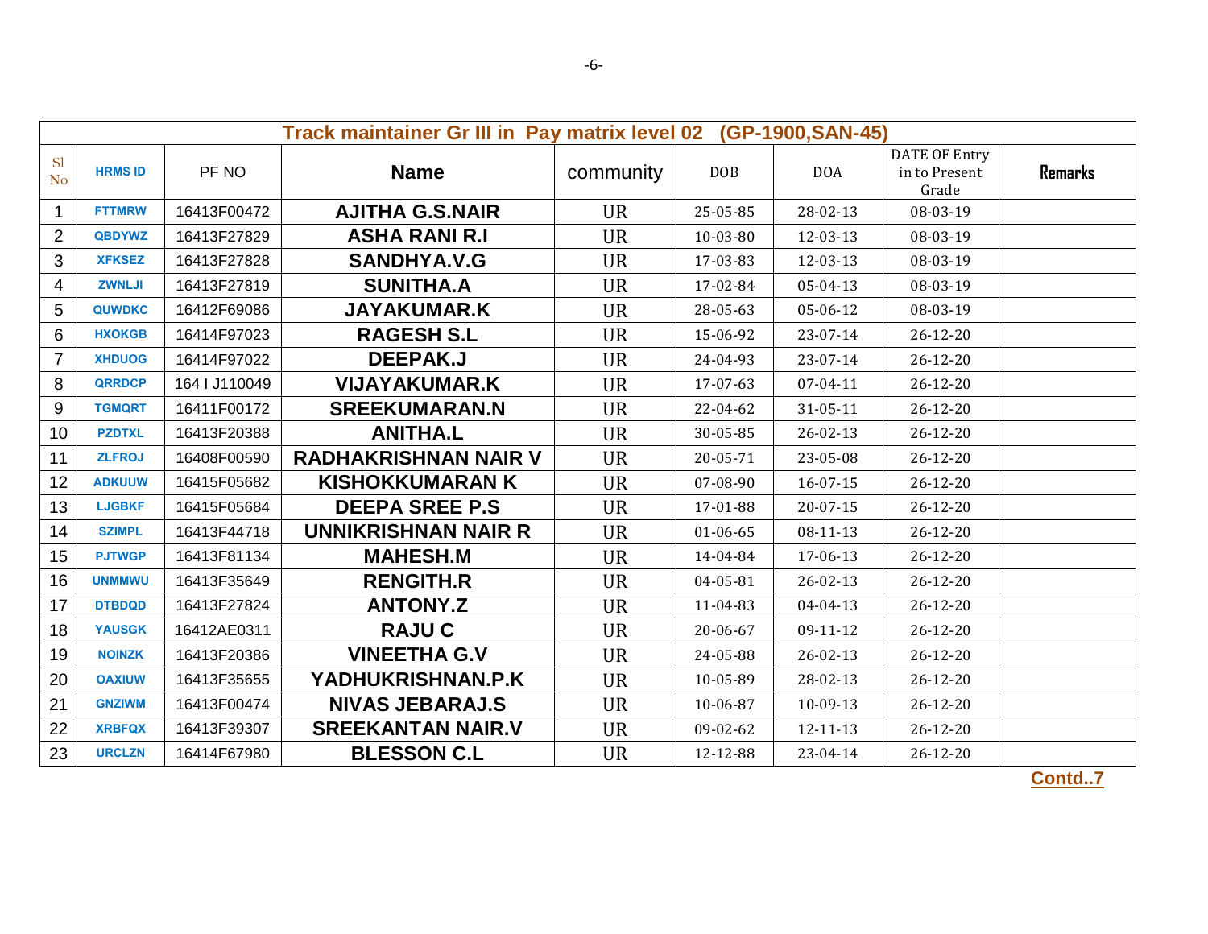| Track maintainer Gr III in Pay matrix level 02 (GP-1900,SAN-45) | | | | | | | | |
|---|---|---|---|---|---|---|---|---|
| Sl No | HRMS ID | PF NO | Name | community | DOB | DOA | DATE OF Entry in to Present Grade | Remarks |
| 1 | FTTMRW | 16413F00472 | AJITHA G.S.NAIR | UR | 25-05-85 | 28-02-13 | 08-03-19 | |
| 2 | QBDYWZ | 16413F27829 | ASHA RANI R.I | UR | 10-03-80 | 12-03-13 | 08-03-19 | |
| 3 | XFKSEZ | 16413F27828 | SANDHYA.V.G | UR | 17-03-83 | 12-03-13 | 08-03-19 | |
| 4 | ZWNLJI | 16413F27819 | SUNITHA.A | UR | 17-02-84 | 05-04-13 | 08-03-19 | |
| 5 | QUWDKC | 16412F69086 | JAYAKUMAR.K | UR | 28-05-63 | 05-06-12 | 08-03-19 | |
| 6 | HXOKGB | 16414F97023 | RAGESH S.L | UR | 15-06-92 | 23-07-14 | 26-12-20 | |
| 7 | XHDUOG | 16414F97022 | DEEPAK.J | UR | 24-04-93 | 23-07-14 | 26-12-20 | |
| 8 | QRRDCP | 164 I J110049 | VIJAYAKUMAR.K | UR | 17-07-63 | 07-04-11 | 26-12-20 | |
| 9 | TGMQRT | 16411F00172 | SREEKUMARAN.N | UR | 22-04-62 | 31-05-11 | 26-12-20 | |
| 10 | PZDTXL | 16413F20388 | ANITHA.L | UR | 30-05-85 | 26-02-13 | 26-12-20 | |
| 11 | ZLFROJ | 16408F00590 | RADHAKRISHNAN NAIR V | UR | 20-05-71 | 23-05-08 | 26-12-20 | |
| 12 | ADKUUW | 16415F05682 | KISHOKKUMARAN K | UR | 07-08-90 | 16-07-15 | 26-12-20 | |
| 13 | LJGBKF | 16415F05684 | DEEPA SREE P.S | UR | 17-01-88 | 20-07-15 | 26-12-20 | |
| 14 | SZIMPL | 16413F44718 | UNNIKRISHNAN NAIR R | UR | 01-06-65 | 08-11-13 | 26-12-20 | |
| 15 | PJTWGP | 16413F81134 | MAHESH.M | UR | 14-04-84 | 17-06-13 | 26-12-20 | |
| 16 | UNMMWU | 16413F35649 | RENGITH.R | UR | 04-05-81 | 26-02-13 | 26-12-20 | |
| 17 | DTBDQD | 16413F27824 | ANTONY.Z | UR | 11-04-83 | 04-04-13 | 26-12-20 | |
| 18 | YAUSGK | 16412AE0311 | RAJU C | UR | 20-06-67 | 09-11-12 | 26-12-20 | |
| 19 | NOINZK | 16413F20386 | VINEETHA G.V | UR | 24-05-88 | 26-02-13 | 26-12-20 | |
| 20 | OAXIUW | 16413F35655 | YADHUKRISHNAN.P.K | UR | 10-05-89 | 28-02-13 | 26-12-20 | |
| 21 | GNZIWM | 16413F00474 | NIVAS JEBARAJ.S | UR | 10-06-87 | 10-09-13 | 26-12-20 | |
| 22 | XRBFQX | 16413F39307 | SREEKANTAN NAIR.V | UR | 09-02-62 | 12-11-13 | 26-12-20 | |
| 23 | URCLZN | 16414F67980 | BLESSON C.L | UR | 12-12-88 | 23-04-14 | 26-12-20 | |

**Contd..7**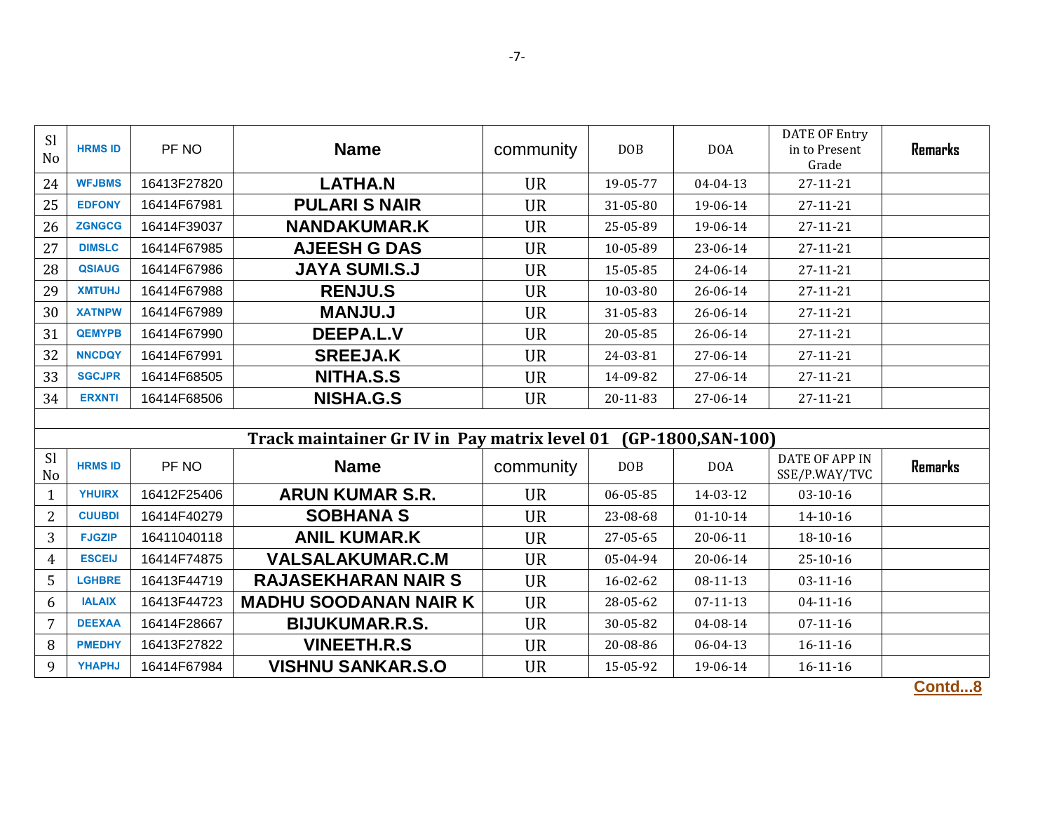| Sl No | HRMS ID | PF NO | Name | community | DOB | DOA | DATE OF Entry in to Present Grade | Remarks |
|---|---|---|---|---|---|---|---|---|
| 24 | WFJBMS | 16413F27820 | LATHA.N | UR | 19-05-77 | 04-04-13 | 27-11-21 | |
| 25 | EDFONY | 16414F67981 | PULARI S NAIR | UR | 31-05-80 | 19-06-14 | 27-11-21 | |
| 26 | ZGNGCG | 16414F39037 | NANDAKUMAR.K | UR | 25-05-89 | 19-06-14 | 27-11-21 | |
| 27 | DIMSLC | 16414F67985 | AJEESH G DAS | UR | 10-05-89 | 23-06-14 | 27-11-21 | |
| 28 | QSIAUG | 16414F67986 | JAYA SUMI.S.J | UR | 15-05-85 | 24-06-14 | 27-11-21 | |
| 29 | XMTUHJ | 16414F67988 | RENJU.S | UR | 10-03-80 | 26-06-14 | 27-11-21 | |
| 30 | XATNPW | 16414F67989 | MANJU.J | UR | 31-05-83 | 26-06-14 | 27-11-21 | |
| 31 | QEMYPB | 16414F67990 | DEEPA.L.V | UR | 20-05-85 | 26-06-14 | 27-11-21 | |
| 32 | NNCDQY | 16414F67991 | SREEJA.K | UR | 24-03-81 | 27-06-14 | 27-11-21 | |
| 33 | SGCJPR | 16414F68505 | NITHA.S.S | UR | 14-09-82 | 27-06-14 | 27-11-21 | |
| 34 | ERXNTI | 16414F68506 | NISHA.G.S | UR | 20-11-83 | 27-06-14 | 27-11-21 | |

**Track maintainer Gr IV in Pay matrix level 01 (GP-1800,SAN-100)**

| Sl No | HRMS ID | PF NO | Name | community | DOB | DOA | DATE OF APP IN SSE/P.WAY/TVC | Remarks |
|---|---|---|---|---|---|---|---|---|
| 1 | YHUIRX | 16412F25406 | ARUN KUMAR S.R. | UR | 06-05-85 | 14-03-12 | 03-10-16 | |
| 2 | CUUBDI | 16414F40279 | SOBHANA S | UR | 23-08-68 | 01-10-14 | 14-10-16 | |
| 3 | FJGZIP | 16411040118 | ANIL KUMAR.K | UR | 27-05-65 | 20-06-11 | 18-10-16 | |
| 4 | ESCEIJ | 16414F74875 | VALSALAKUMAR.C.M | UR | 05-04-94 | 20-06-14 | 25-10-16 | |
| 5 | LGHBRE | 16413F44719 | RAJASEKHARAN NAIR S | UR | 16-02-62 | 08-11-13 | 03-11-16 | |
| 6 | IALAIX | 16413F44723 | MADHU SOODANAN NAIR K | UR | 28-05-62 | 07-11-13 | 04-11-16 | |
| 7 | DEEXAA | 16414F28667 | BIJUKUMAR.R.S. | UR | 30-05-82 | 04-08-14 | 07-11-16 | |
| 8 | PMEDHY | 16413F27822 | VINEETH.R.S | UR | 20-08-86 | 06-04-13 | 16-11-16 | |
| 9 | YHAPHJ | 16414F67984 | VISHNU SANKAR.S.O | UR | 15-05-92 | 19-06-14 | 16-11-16 | |

**Contd...8**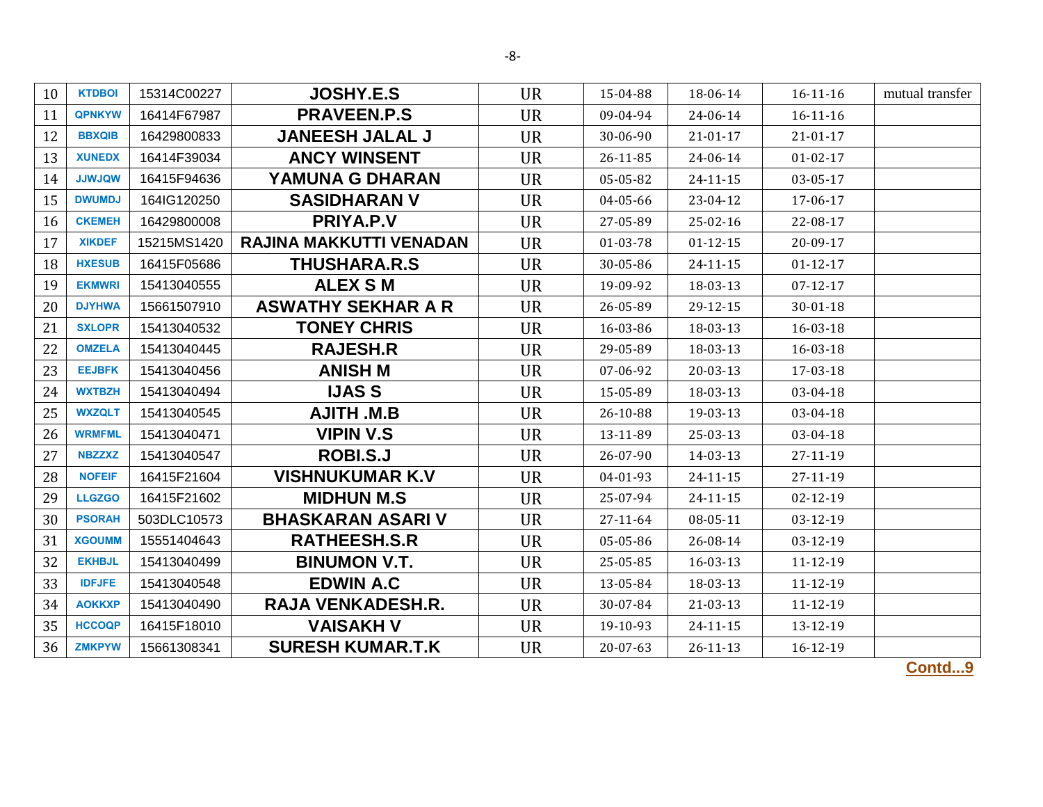| 10 | KTDBOI | 15314C00227 | **JOSHY.E.S** | UR | 15-04-88 | 18-06-14 | 16-11-16 | mutual transfer |
|---|---|---|---|---|---|---|---|---|
| 11 | QPNKYW | 16414F67987 | **PRAVEEN.P.S** | UR | 09-04-94 | 24-06-14 | 16-11-16 | |
| 12 | BBXQIB | 16429800833 | **JANEESH JALAL J** | UR | 30-06-90 | 21-01-17 | 21-01-17 | |
| 13 | XUNEDX | 16414F39034 | **ANCY WINSENT** | UR | 26-11-85 | 24-06-14 | 01-02-17 | |
| 14 | JJWJQW | 16415F94636 | **YAMUNA G DHARAN** | UR | 05-05-82 | 24-11-15 | 03-05-17 | |
| 15 | DWUMDJ | 164IG120250 | **SASIDHARAN V** | UR | 04-05-66 | 23-04-12 | 17-06-17 | |
| 16 | CKEMEH | 16429800008 | **PRIYA.P.V** | UR | 27-05-89 | 25-02-16 | 22-08-17 | |
| 17 | XIKDEF | 15215MS1420 | **RAJINA MAKKUTTI VENADAN** | UR | 01-03-78 | 01-12-15 | 20-09-17 | |
| 18 | HXESUB | 16415F05686 | **THUSHARA.R.S** | UR | 30-05-86 | 24-11-15 | 01-12-17 | |
| 19 | EKMWRI | 15413040555 | **ALEX S M** | UR | 19-09-92 | 18-03-13 | 07-12-17 | |
| 20 | DJYHWA | 15661507910 | **ASWATHY SEKHAR A R** | UR | 26-05-89 | 29-12-15 | 30-01-18 | |
| 21 | SXLOPR | 15413040532 | **TONEY CHRIS** | UR | 16-03-86 | 18-03-13 | 16-03-18 | |
| 22 | OMZELA | 15413040445 | **RAJESH.R** | UR | 29-05-89 | 18-03-13 | 16-03-18 | |
| 23 | EEJBFK | 15413040456 | **ANISH M** | UR | 07-06-92 | 20-03-13 | 17-03-18 | |
| 24 | WXTBZH | 15413040494 | **IJAS S** | UR | 15-05-89 | 18-03-13 | 03-04-18 | |
| 25 | WXZQLT | 15413040545 | **AJITH .M.B** | UR | 26-10-88 | 19-03-13 | 03-04-18 | |
| 26 | WRMFML | 15413040471 | **VIPIN V.S** | UR | 13-11-89 | 25-03-13 | 03-04-18 | |
| 27 | NBZZXZ | 15413040547 | **ROBI.S.J** | UR | 26-07-90 | 14-03-13 | 27-11-19 | |
| 28 | NOFEIF | 16415F21604 | **VISHNUKUMAR K.V** | UR | 04-01-93 | 24-11-15 | 27-11-19 | |
| 29 | LLGZGO | 16415F21602 | **MIDHUN M.S** | UR | 25-07-94 | 24-11-15 | 02-12-19 | |
| 30 | PSORAH | 503DLC10573 | **BHASKARAN ASARI V** | UR | 27-11-64 | 08-05-11 | 03-12-19 | |
| 31 | XGOUMM | 15551404643 | **RATHEESH.S.R** | UR | 05-05-86 | 26-08-14 | 03-12-19 | |
| 32 | EKHBJL | 15413040499 | **BINUMON V.T.** | UR | 25-05-85 | 16-03-13 | 11-12-19 | |
| 33 | IDFJFE | 15413040548 | **EDWIN A.C** | UR | 13-05-84 | 18-03-13 | 11-12-19 | |
| 34 | AOKKXP | 15413040490 | **RAJA VENKADESH.R.** | UR | 30-07-84 | 21-03-13 | 11-12-19 | |
| 35 | HCCOQP | 16415F18010 | **VAISAKH V** | UR | 19-10-93 | 24-11-15 | 13-12-19 | |
| 36 | ZMKPYW | 15661308341 | **SURESH KUMAR.T.K** | UR | 20-07-63 | 26-11-13 | 16-12-19 | |

**Contd...9**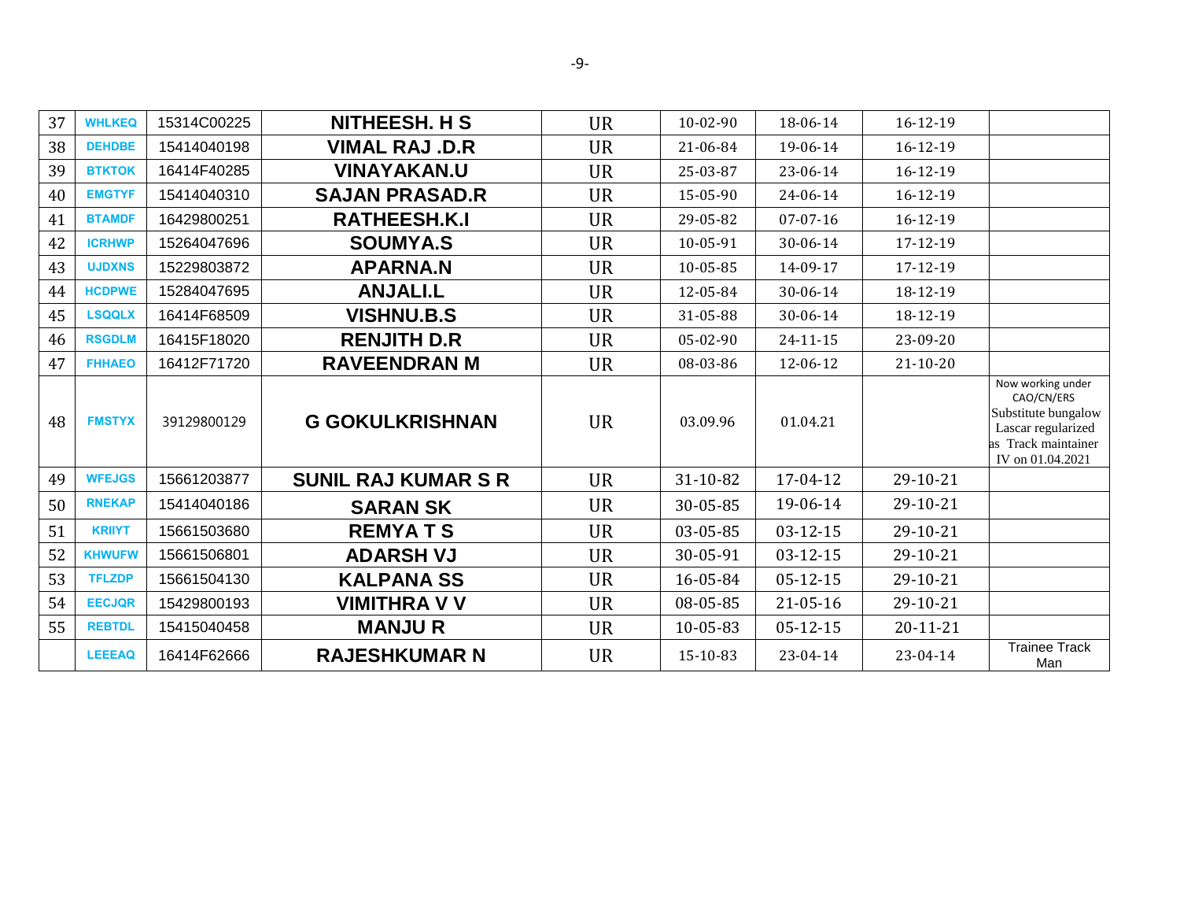| | | | | | | | | |
|---|---|---|---|---|---|---|---|---|
| 37 | WHLKEQ | 15314C00225 | **NITHEESH. H S** | UR | 10-02-90 | 18-06-14 | 16-12-19 | |
| 38 | DEHDBE | 15414040198 | **VIMAL RAJ .D.R** | UR | 21-06-84 | 19-06-14 | 16-12-19 | |
| 39 | BTKTOK | 16414F40285 | **VINAYAKAN.U** | UR | 25-03-87 | 23-06-14 | 16-12-19 | |
| 40 | EMGTYF | 15414040310 | **SAJAN PRASAD.R** | UR | 15-05-90 | 24-06-14 | 16-12-19 | |
| 41 | BTAMDF | 16429800251 | **RATHEESH.K.I** | UR | 29-05-82 | 07-07-16 | 16-12-19 | |
| 42 | ICRHWP | 15264047696 | **SOUMYA.S** | UR | 10-05-91 | 30-06-14 | 17-12-19 | |
| 43 | UJDXNS | 15229803872 | **APARNA.N** | UR | 10-05-85 | 14-09-17 | 17-12-19 | |
| 44 | HCDPWE | 15284047695 | **ANJALI.L** | UR | 12-05-84 | 30-06-14 | 18-12-19 | |
| 45 | LSQQLX | 16414F68509 | **VISHNU.B.S** | UR | 31-05-88 | 30-06-14 | 18-12-19 | |
| 46 | RSGDLM | 16415F18020 | **RENJITH D.R** | UR | 05-02-90 | 24-11-15 | 23-09-20 | |
| 47 | FHHAEO | 16412F71720 | **RAVEENDRAN M** | UR | 08-03-86 | 12-06-12 | 21-10-20 | |
| 48 | FMSTYX | 39129800129 | **G GOKULKRISHNAN** | UR | 03.09.96 | 01.04.21 | | Now working under CAO/CN/ERS Substitute bungalow Lascar regularized as Track maintainer IV on 01.04.2021 |
| 49 | WFEJGS | 15661203877 | **SUNIL RAJ KUMAR S R** | UR | 31-10-82 | 17-04-12 | 29-10-21 | |
| 50 | RNEKAP | 15414040186 | **SARAN SK** | UR | 30-05-85 | 19-06-14 | 29-10-21 | |
| 51 | KRIIYT | 15661503680 | **REMYA T S** | UR | 03-05-85 | 03-12-15 | 29-10-21 | |
| 52 | KHWUFW | 15661506801 | **ADARSH VJ** | UR | 30-05-91 | 03-12-15 | 29-10-21 | |
| 53 | TFLZDP | 15661504130 | **KALPANA SS** | UR | 16-05-84 | 05-12-15 | 29-10-21 | |
| 54 | EECJQR | 15429800193 | **VIMITHRA V V** | UR | 08-05-85 | 21-05-16 | 29-10-21 | |
| 55 | REBTDL | 15415040458 | **MANJU R** | UR | 10-05-83 | 05-12-15 | 20-11-21 | |
| | LEEEAQ | 16414F62666 | **RAJESHKUMAR N** | UR | 15-10-83 | 23-04-14 | 23-04-14 | Trainee Track Man |